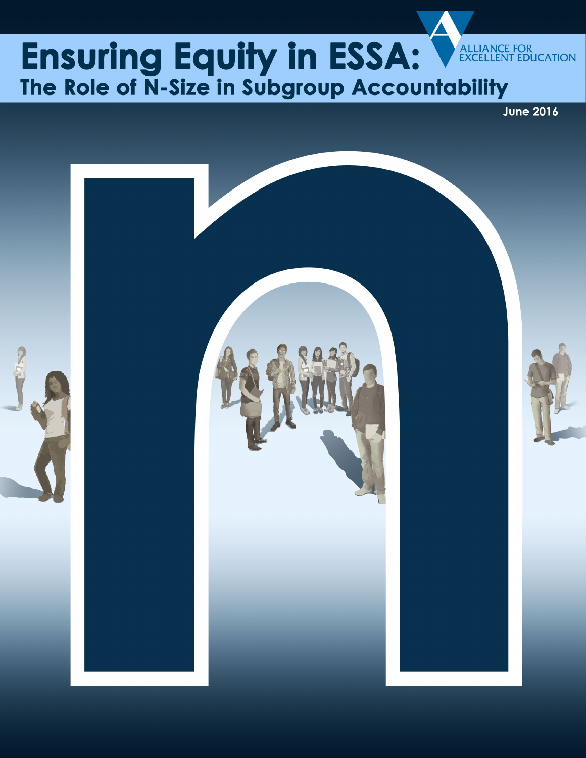# Ensuring Equity in ESSA:
## The Role of N-Size in Subgroup Accountability

ALLIANCE FOR EXCELLENT EDUCATION

June 2016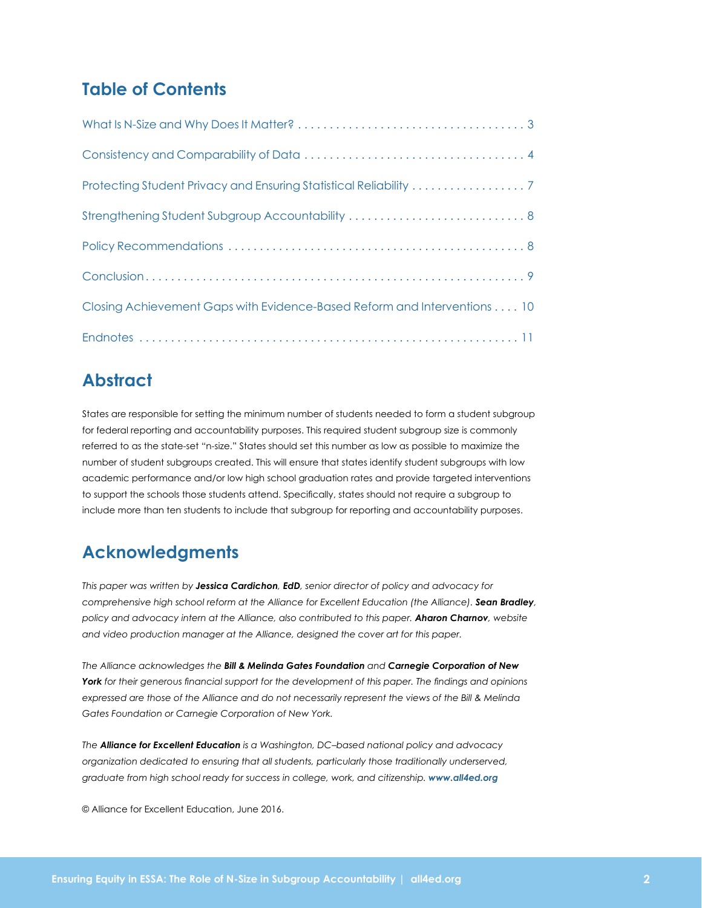## Table of Contents

What Is N-Size and Why Does It Matter? . . . . . . . . . . . . . . . . . . . . . . . . . . . . . . . . . . . . 3

Consistency and Comparability of Data . . . . . . . . . . . . . . . . . . . . . . . . . . . . . . . . . . . 4

Protecting Student Privacy and Ensuring Statistical Reliability . . . . . . . . . . . . . . . . . . 7

Strengthening Student Subgroup Accountability . . . . . . . . . . . . . . . . . . . . . . . . . . . . 8

Policy Recommendations . . . . . . . . . . . . . . . . . . . . . . . . . . . . . . . . . . . . . . . . . . . . . . 8

Conclusion . . . . . . . . . . . . . . . . . . . . . . . . . . . . . . . . . . . . . . . . . . . . . . . . . . . . . . . . . 9

Closing Achievement Gaps with Evidence-Based Reform and Interventions . . . . 10

Endnotes . . . . . . . . . . . . . . . . . . . . . . . . . . . . . . . . . . . . . . . . . . . . . . . . . . . . . . . . . . 11

## Abstract

States are responsible for setting the minimum number of students needed to form a student subgroup for federal reporting and accountability purposes. This required student subgroup size is commonly referred to as the state-set "n-size." States should set this number as low as possible to maximize the number of student subgroups created. This will ensure that states identify student subgroups with low academic performance and/or low high school graduation rates and provide targeted interventions to support the schools those students attend. Specifically, states should not require a subgroup to include more than ten students to include that subgroup for reporting and accountability purposes.

## Acknowledgments

*This paper was written by **Jessica Cardichon, EdD**, senior director of policy and advocacy for comprehensive high school reform at the Alliance for Excellent Education (the Alliance). **Sean Bradley**, policy and advocacy intern at the Alliance, also contributed to this paper. **Aharon Charnov**, website and video production manager at the Alliance, designed the cover art for this paper.*

*The Alliance acknowledges the **Bill & Melinda Gates Foundation** and **Carnegie Corporation of New York** for their generous financial support for the development of this paper. The findings and opinions expressed are those of the Alliance and do not necessarily represent the views of the Bill & Melinda Gates Foundation or Carnegie Corporation of New York.*

*The **Alliance for Excellent Education** is a Washington, DC–based national policy and advocacy organization dedicated to ensuring that all students, particularly those traditionally underserved, graduate from high school ready for success in college, work, and citizenship. **www.all4ed.org***

© Alliance for Excellent Education, June 2016.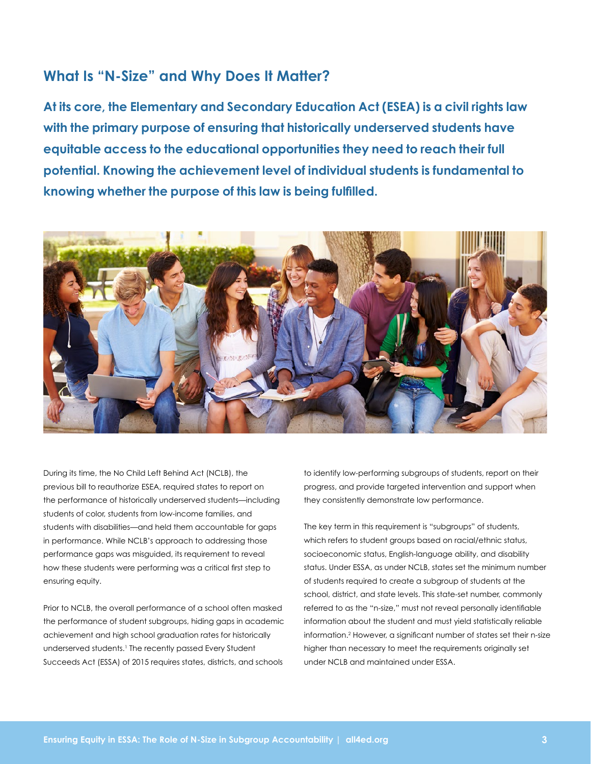## What Is "N-Size" and Why Does It Matter?

**At its core, the Elementary and Secondary Education Act (ESEA) is a civil rights law with the primary purpose of ensuring that historically underserved students have equitable access to the educational opportunities they need to reach their full potential. Knowing the achievement level of individual students is fundamental to knowing whether the purpose of this law is being fulfilled.**

During its time, the No Child Left Behind Act (NCLB), the previous bill to reauthorize ESEA, required states to report on the performance of historically underserved students—including students of color, students from low-income families, and students with disabilities—and held them accountable for gaps in performance. While NCLB's approach to addressing those performance gaps was misguided, its requirement to reveal how these students were performing was a critical first step to ensuring equity.

Prior to NCLB, the overall performance of a school often masked the performance of student subgroups, hiding gaps in academic achievement and high school graduation rates for historically underserved students.[1] The recently passed Every Student Succeeds Act (ESSA) of 2015 requires states, districts, and schools to identify low-performing subgroups of students, report on their progress, and provide targeted intervention and support when they consistently demonstrate low performance.

The key term in this requirement is "subgroups" of students, which refers to student groups based on racial/ethnic status, socioeconomic status, English-language ability, and disability status. Under ESSA, as under NCLB, states set the minimum number of students required to create a subgroup of students at the school, district, and state levels. This state-set number, commonly referred to as the "n-size," must not reveal personally identifiable information about the student and must yield statistically reliable information.[2] However, a significant number of states set their n-size higher than necessary to meet the requirements originally set under NCLB and maintained under ESSA.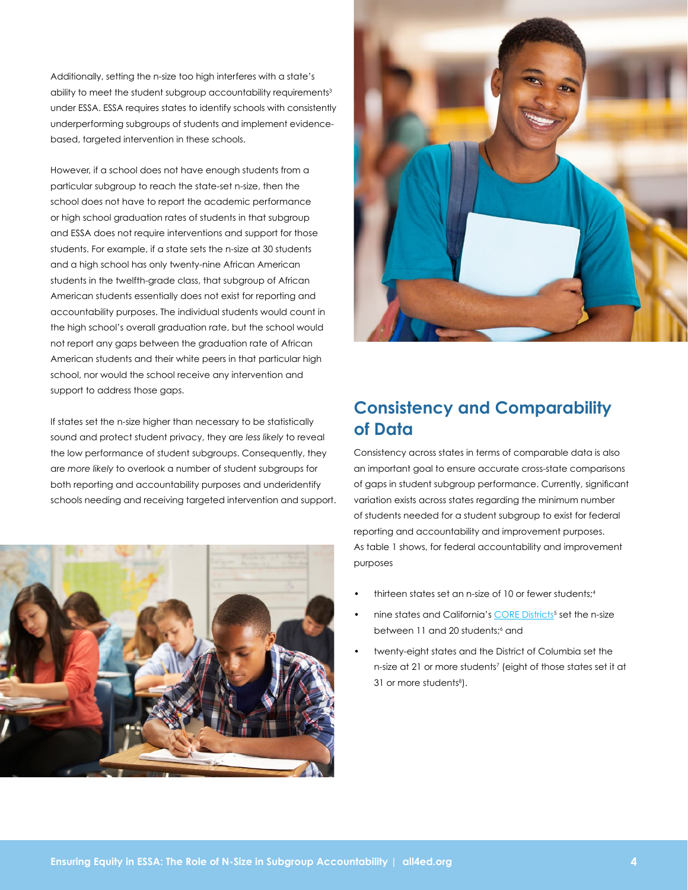Additionally, setting the n-size too high interferes with a state's ability to meet the student subgroup accountability requirements[3] under ESSA. ESSA requires states to identify schools with consistently underperforming subgroups of students and implement evidence-based, targeted intervention in these schools.

However, if a school does not have enough students from a particular subgroup to reach the state-set n-size, then the school does not have to report the academic performance or high school graduation rates of students in that subgroup and ESSA does not require interventions and support for those students. For example, if a state sets the n-size at 30 students and a high school has only twenty-nine African American students in the twelfth-grade class, that subgroup of African American students essentially does not exist for reporting and accountability purposes. The individual students would count in the high school's overall graduation rate, but the school would not report any gaps between the graduation rate of African American students and their white peers in that particular high school, nor would the school receive any intervention and support to address those gaps.

If states set the n-size higher than necessary to be statistically sound and protect student privacy, they are *less likely* to reveal the low performance of student subgroups. Consequently, they are *more likely* to overlook a number of student subgroups for both reporting and accountability purposes and underidentify schools needing and receiving targeted intervention and support.

## Consistency and Comparability of Data

Consistency across states in terms of comparable data is also an important goal to ensure accurate cross-state comparisons of gaps in student subgroup performance. Currently, significant variation exists across states regarding the minimum number of students needed for a student subgroup to exist for federal reporting and accountability and improvement purposes. As table 1 shows, for federal accountability and improvement purposes

- thirteen states set an n-size of 10 or fewer students;[4]
- nine states and California's CORE Districts[5] set the n-size between 11 and 20 students;[6] and
- twenty-eight states and the District of Columbia set the n-size at 21 or more students[7] (eight of those states set it at 31 or more students[8]).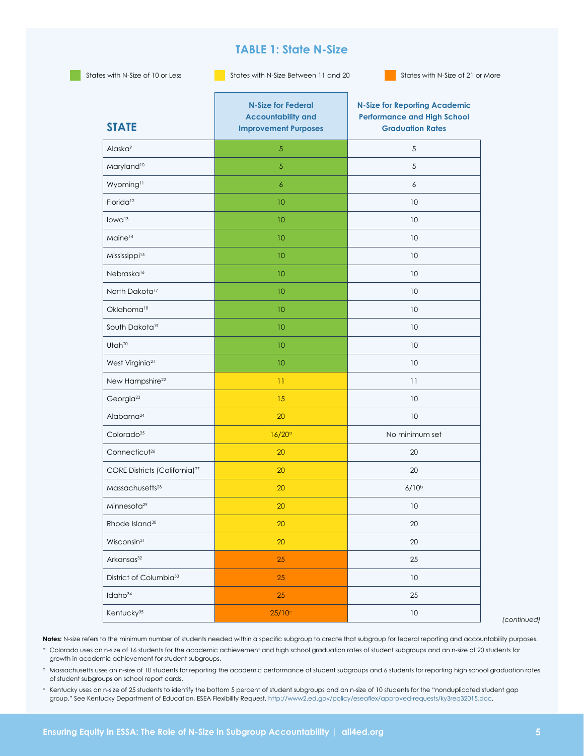## TABLE 1: State N-Size

States with N-Size of 10 or Less | States with N-Size Between 11 and 20 | States with N-Size of 21 or More

| STATE | N-Size for Federal Accountability and Improvement Purposes | N-Size for Reporting Academic Performance and High School Graduation Rates |
|---|---|---|
| Alaska[9] | 5 | 5 |
| Maryland[10] | 5 | 5 |
| Wyoming[11] | 6 | 6 |
| Florida[12] | 10 | 10 |
| Iowa[13] | 10 | 10 |
| Maine[14] | 10 | 10 |
| Mississippi[15] | 10 | 10 |
| Nebraska[16] | 10 | 10 |
| North Dakota[17] | 10 | 10 |
| Oklahoma[18] | 10 | 10 |
| South Dakota[19] | 10 | 10 |
| Utah[20] | 10 | 10 |
| West Virginia[21] | 10 | 10 |
| New Hampshire[22] | 11 | 11 |
| Georgia[23] | 15 | 10 |
| Alabama[24] | 20 | 10 |
| Colorado[25] | 16/20[a] | No minimum set |
| Connecticut[26] | 20 | 20 |
| CORE Districts (California)[27] | 20 | 20 |
| Massachusetts[28] | 20 | 6/10[b] |
| Minnesota[29] | 20 | 10 |
| Rhode Island[30] | 20 | 20 |
| Wisconsin[31] | 20 | 20 |
| Arkansas[32] | 25 | 25 |
| District of Columbia[33] | 25 | 10 |
| Idaho[34] | 25 | 25 |
| Kentucky[35] | 25/10[c] | 10 |

*(continued)*

**Notes:** N-size refers to the minimum number of students needed within a specific subgroup to create that subgroup for federal reporting and accountability purposes.

[a] Colorado uses an n-size of 16 students for the academic achievement and high school graduation rates of student subgroups and an n-size of 20 students for growth in academic achievement for student subgroups.

[b] Massachusetts uses an n-size of 10 students for reporting the academic performance of student subgroups and 6 students for reporting high school graduation rates of student subgroups on school report cards.

[c] Kentucky uses an n-size of 25 students to identify the bottom 5 percent of student subgroups and an n-size of 10 students for the "nonduplicated student gap group." See Kentucky Department of Education, ESEA Flexibility Request, http://www2.ed.gov/policy/eseaflex/approved-requests/ky3req32015.doc.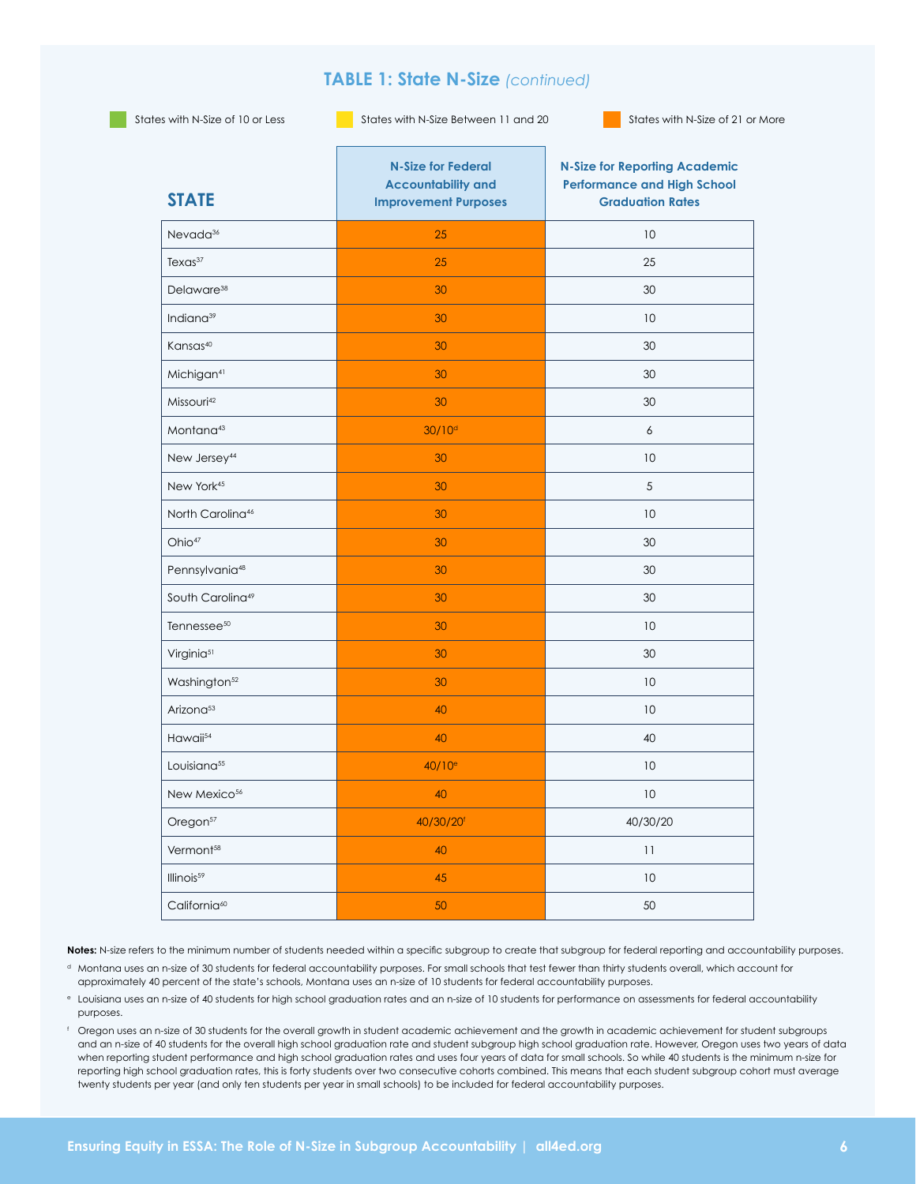## TABLE 1: State N-Size *(continued)*

States with N-Size of 10 or Less | States with N-Size Between 11 and 20 | States with N-Size of 21 or More

| STATE | N-Size for Federal Accountability and Improvement Purposes | N-Size for Reporting Academic Performance and High School Graduation Rates |
|---|---|---|
| Nevada[36] | 25 | 10 |
| Texas[37] | 25 | 25 |
| Delaware[38] | 30 | 30 |
| Indiana[39] | 30 | 10 |
| Kansas[40] | 30 | 30 |
| Michigan[41] | 30 | 30 |
| Missouri[42] | 30 | 30 |
| Montana[43] | 30/10[d] | 6 |
| New Jersey[44] | 30 | 10 |
| New York[45] | 30 | 5 |
| North Carolina[46] | 30 | 10 |
| Ohio[47] | 30 | 30 |
| Pennsylvania[48] | 30 | 30 |
| South Carolina[49] | 30 | 30 |
| Tennessee[50] | 30 | 10 |
| Virginia[51] | 30 | 30 |
| Washington[52] | 30 | 10 |
| Arizona[53] | 40 | 10 |
| Hawaii[54] | 40 | 40 |
| Louisiana[55] | 40/10[e] | 10 |
| New Mexico[56] | 40 | 10 |
| Oregon[57] | 40/30/20[f] | 40/30/20 |
| Vermont[58] | 40 | 11 |
| Illinois[59] | 45 | 10 |
| California[60] | 50 | 50 |

**Notes:** N-size refers to the minimum number of students needed within a specific subgroup to create that subgroup for federal reporting and accountability purposes.

[d] Montana uses an n-size of 30 students for federal accountability purposes. For small schools that test fewer than thirty students overall, which account for approximately 40 percent of the state's schools, Montana uses an n-size of 10 students for federal accountability purposes.

[e] Louisiana uses an n-size of 40 students for high school graduation rates and an n-size of 10 students for performance on assessments for federal accountability purposes.

[f] Oregon uses an n-size of 30 students for the overall growth in student academic achievement and the growth in academic achievement for student subgroups and an n-size of 40 students for the overall high school graduation rate and student subgroup high school graduation rate. However, Oregon uses two years of data when reporting student performance and high school graduation rates and uses four years of data for small schools. So while 40 students is the minimum n-size for reporting high school graduation rates, this is forty students over two consecutive cohorts combined. This means that each student subgroup cohort must average twenty students per year (and only ten students per year in small schools) to be included for federal accountability purposes.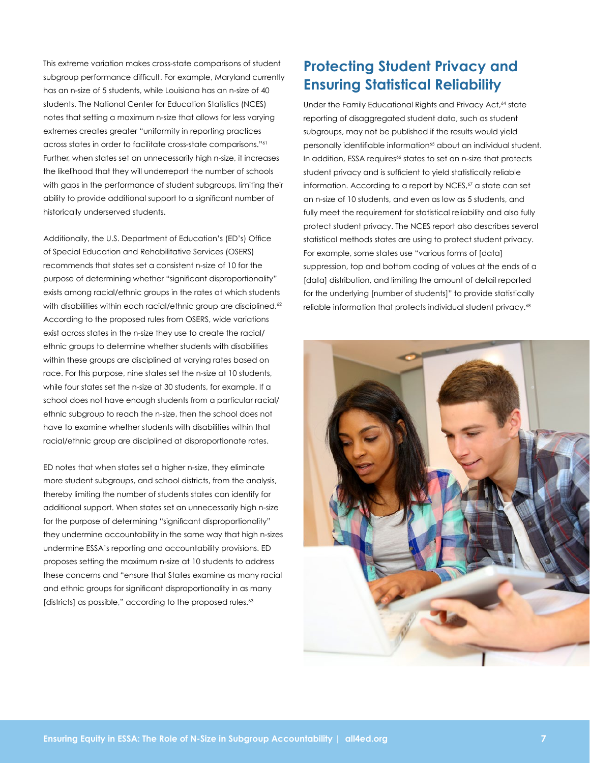This extreme variation makes cross-state comparisons of student subgroup performance difficult. For example, Maryland currently has an n-size of 5 students, while Louisiana has an n-size of 40 students. The National Center for Education Statistics (NCES) notes that setting a maximum n-size that allows for less varying extremes creates greater "uniformity in reporting practices across states in order to facilitate cross-state comparisons."[61] Further, when states set an unnecessarily high n-size, it increases the likelihood that they will underreport the number of schools with gaps in the performance of student subgroups, limiting their ability to provide additional support to a significant number of historically underserved students.

Additionally, the U.S. Department of Education's (ED's) Office of Special Education and Rehabilitative Services (OSERS) recommends that states set a consistent n-size of 10 for the purpose of determining whether "significant disproportionality" exists among racial/ethnic groups in the rates at which students with disabilities within each racial/ethnic group are disciplined.[62] According to the proposed rules from OSERS, wide variations exist across states in the n-size they use to create the racial/ethnic groups to determine whether students with disabilities within these groups are disciplined at varying rates based on race. For this purpose, nine states set the n-size at 10 students, while four states set the n-size at 30 students, for example. If a school does not have enough students from a particular racial/ethnic subgroup to reach the n-size, then the school does not have to examine whether students with disabilities within that racial/ethnic group are disciplined at disproportionate rates.

ED notes that when states set a higher n-size, they eliminate more student subgroups, and school districts, from the analysis, thereby limiting the number of students states can identify for additional support. When states set an unnecessarily high n-size for the purpose of determining "significant disproportionality" they undermine accountability in the same way that high n-sizes undermine ESSA's reporting and accountability provisions. ED proposes setting the maximum n-size at 10 students to address these concerns and "ensure that States examine as many racial and ethnic groups for significant disproportionality in as many [districts] as possible," according to the proposed rules.[63]

## Protecting Student Privacy and Ensuring Statistical Reliability

Under the Family Educational Rights and Privacy Act,[64] state reporting of disaggregated student data, such as student subgroups, may not be published if the results would yield personally identifiable information[65] about an individual student. In addition, ESSA requires[66] states to set an n-size that protects student privacy and is sufficient to yield statistically reliable information. According to a report by NCES,[67] a state can set an n-size of 10 students, and even as low as 5 students, and fully meet the requirement for statistical reliability and also fully protect student privacy. The NCES report also describes several statistical methods states are using to protect student privacy. For example, some states use "various forms of [data] suppression, top and bottom coding of values at the ends of a [data] distribution, and limiting the amount of detail reported for the underlying [number of students]" to provide statistically reliable information that protects individual student privacy.[68]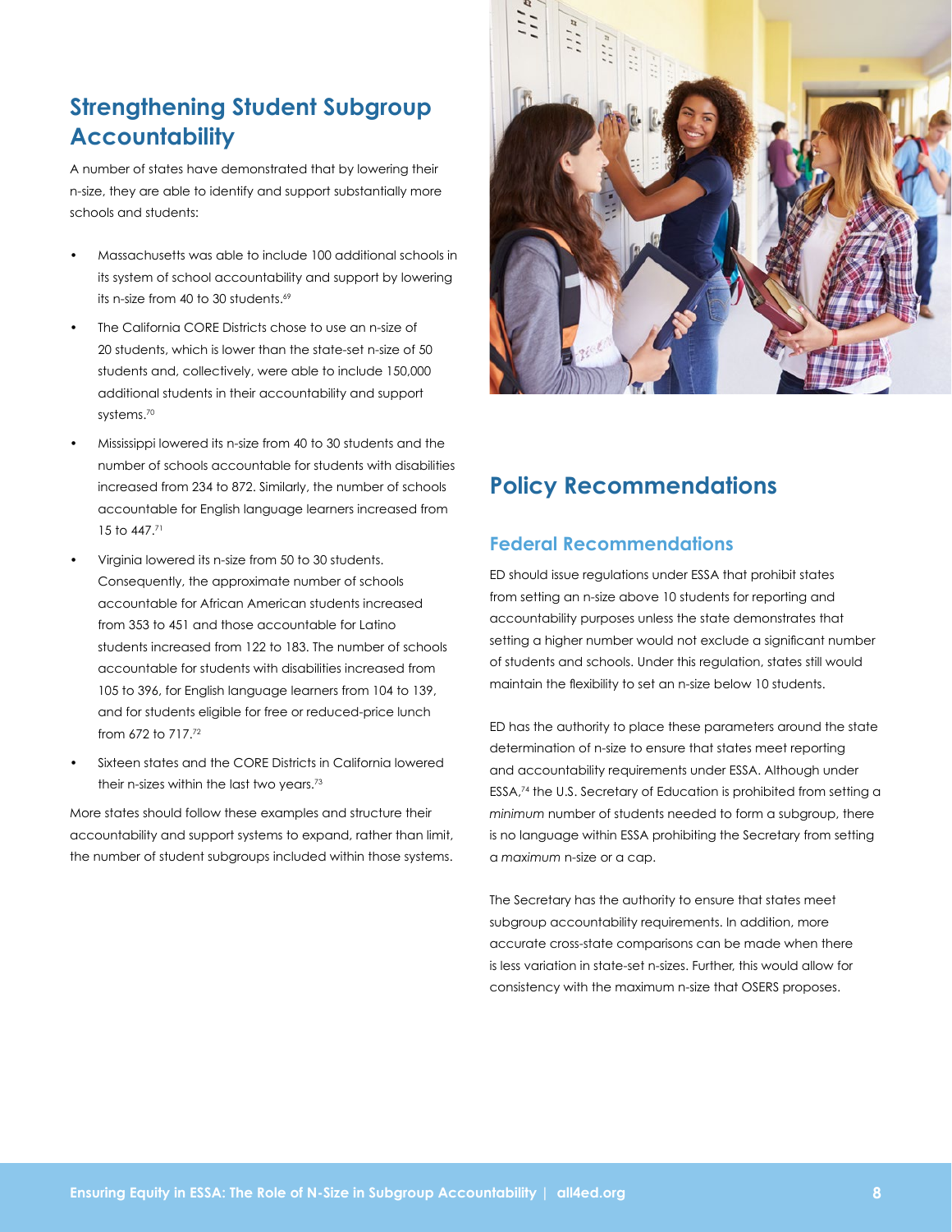## Strengthening Student Subgroup Accountability

A number of states have demonstrated that by lowering their n-size, they are able to identify and support substantially more schools and students:

- Massachusetts was able to include 100 additional schools in its system of school accountability and support by lowering its n-size from 40 to 30 students.[69]
- The California CORE Districts chose to use an n-size of 20 students, which is lower than the state-set n-size of 50 students and, collectively, were able to include 150,000 additional students in their accountability and support systems.[70]
- Mississippi lowered its n-size from 40 to 30 students and the number of schools accountable for students with disabilities increased from 234 to 872. Similarly, the number of schools accountable for English language learners increased from 15 to 447.[71]
- Virginia lowered its n-size from 50 to 30 students. Consequently, the approximate number of schools accountable for African American students increased from 353 to 451 and those accountable for Latino students increased from 122 to 183. The number of schools accountable for students with disabilities increased from 105 to 396, for English language learners from 104 to 139, and for students eligible for free or reduced-price lunch from 672 to 717.[72]
- Sixteen states and the CORE Districts in California lowered their n-sizes within the last two years.[73]

More states should follow these examples and structure their accountability and support systems to expand, rather than limit, the number of student subgroups included within those systems.

## Policy Recommendations

### Federal Recommendations

ED should issue regulations under ESSA that prohibit states from setting an n-size above 10 students for reporting and accountability purposes unless the state demonstrates that setting a higher number would not exclude a significant number of students and schools. Under this regulation, states still would maintain the flexibility to set an n-size below 10 students.

ED has the authority to place these parameters around the state determination of n-size to ensure that states meet reporting and accountability requirements under ESSA. Although under ESSA,[74] the U.S. Secretary of Education is prohibited from setting a *minimum* number of students needed to form a subgroup, there is no language within ESSA prohibiting the Secretary from setting a *maximum* n-size or a cap.

The Secretary has the authority to ensure that states meet subgroup accountability requirements. In addition, more accurate cross-state comparisons can be made when there is less variation in state-set n-sizes. Further, this would allow for consistency with the maximum n-size that OSERS proposes.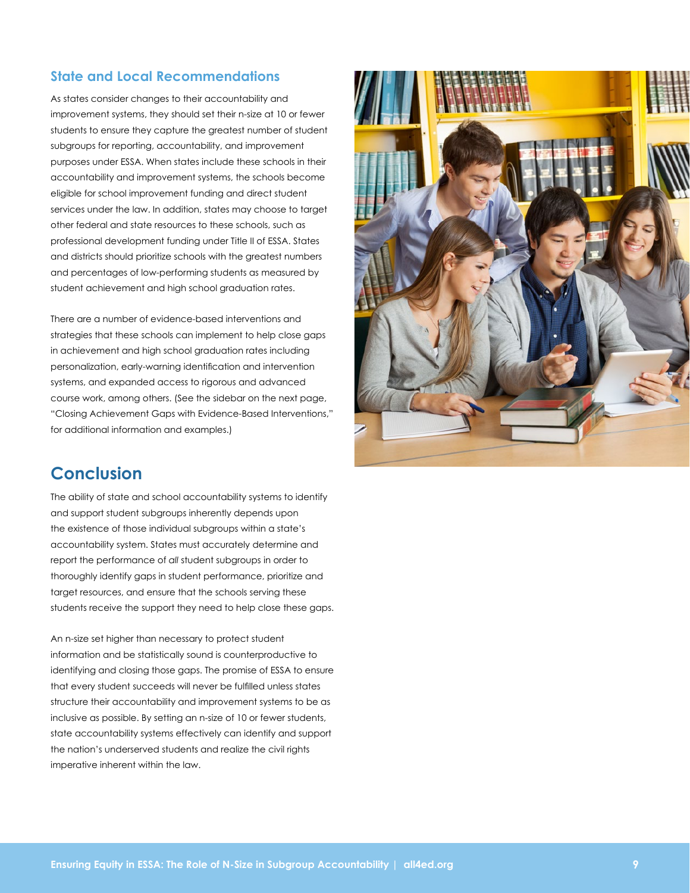### State and Local Recommendations

As states consider changes to their accountability and improvement systems, they should set their n-size at 10 or fewer students to ensure they capture the greatest number of student subgroups for reporting, accountability, and improvement purposes under ESSA. When states include these schools in their accountability and improvement systems, the schools become eligible for school improvement funding and direct student services under the law. In addition, states may choose to target other federal and state resources to these schools, such as professional development funding under Title II of ESSA. States and districts should prioritize schools with the greatest numbers and percentages of low-performing students as measured by student achievement and high school graduation rates.

There are a number of evidence-based interventions and strategies that these schools can implement to help close gaps in achievement and high school graduation rates including personalization, early-warning identification and intervention systems, and expanded access to rigorous and advanced course work, among others. (See the sidebar on the next page, "Closing Achievement Gaps with Evidence-Based Interventions," for additional information and examples.)

## Conclusion

The ability of state and school accountability systems to identify and support student subgroups inherently depends upon the existence of those individual subgroups within a state's accountability system. States must accurately determine and report the performance of *all* student subgroups in order to thoroughly identify gaps in student performance, prioritize and target resources, and ensure that the schools serving these students receive the support they need to help close these gaps.

An n-size set higher than necessary to protect student information and be statistically sound is counterproductive to identifying and closing those gaps. The promise of ESSA to ensure that every student succeeds will never be fulfilled unless states structure their accountability and improvement systems to be as inclusive as possible. By setting an n-size of 10 or fewer students, state accountability systems effectively can identify and support the nation's underserved students and realize the civil rights imperative inherent within the law.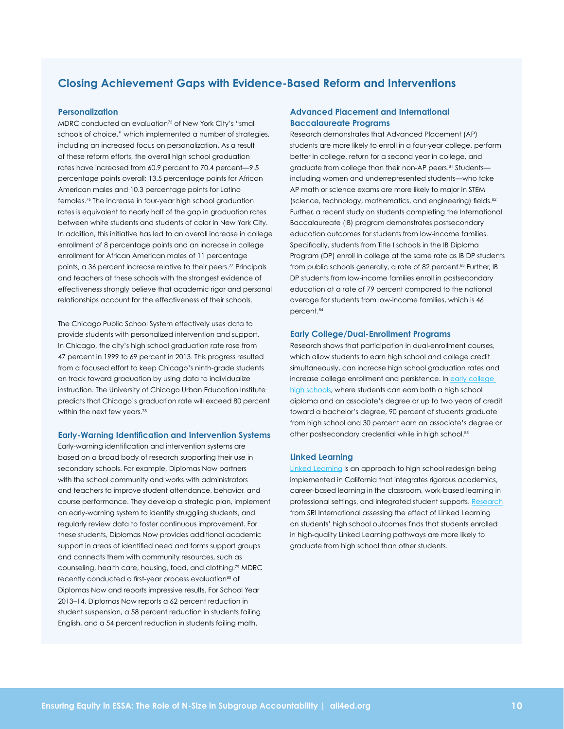## Closing Achievement Gaps with Evidence-Based Reform and Interventions

### Personalization

MDRC conducted an evaluation[75] of New York City's "small schools of choice," which implemented a number of strategies, including an increased focus on personalization. As a result of these reform efforts, the overall high school graduation rates have increased from 60.9 percent to 70.4 percent—9.5 percentage points overall; 13.5 percentage points for African American males and 10.3 percentage points for Latino females.[76] The increase in four-year high school graduation rates is equivalent to nearly half of the gap in graduation rates between white students and students of color in New York City. In addition, this initiative has led to an overall increase in college enrollment of 8 percentage points and an increase in college enrollment for African American males of 11 percentage points, a 36 percent increase relative to their peers.[77] Principals and teachers at these schools with the strongest evidence of effectiveness strongly believe that academic rigor and personal relationships account for the effectiveness of their schools.

The Chicago Public School System effectively uses data to provide students with personalized intervention and support. In Chicago, the city's high school graduation rate rose from 47 percent in 1999 to 69 percent in 2013. This progress resulted from a focused effort to keep Chicago's ninth-grade students on track toward graduation by using data to individualize instruction. The University of Chicago Urban Education Institute predicts that Chicago's graduation rate will exceed 80 percent within the next few years.[78]

### Early-Warning Identification and Intervention Systems

Early-warning identification and intervention systems are based on a broad body of research supporting their use in secondary schools. For example, Diplomas Now partners with the school community and works with administrators and teachers to improve student attendance, behavior, and course performance. They develop a strategic plan, implement an early-warning system to identify struggling students, and regularly review data to foster continuous improvement. For these students, Diplomas Now provides additional academic support in areas of identified need and forms support groups and connects them with community resources, such as counseling, health care, housing, food, and clothing.[79] MDRC recently conducted a first-year process evaluation[80] of Diplomas Now and reports impressive results. For School Year 2013–14, Diplomas Now reports a 62 percent reduction in student suspension, a 58 percent reduction in students failing English, and a 54 percent reduction in students failing math.

### Advanced Placement and International Baccalaureate Programs

Research demonstrates that Advanced Placement (AP) students are more likely to enroll in a four-year college, perform better in college, return for a second year in college, and graduate from college than their non-AP peers.[81] Students—including women and underrepresented students—who take AP math or science exams are more likely to major in STEM (science, technology, mathematics, and engineering) fields.[82] Further, a recent study on students completing the International Baccalaureate (IB) program demonstrates postsecondary education outcomes for students from low-income families. Specifically, students from Title I schools in the IB Diploma Program (DP) enroll in college at the same rate as IB DP students from public schools generally, a rate of 82 percent.[83] Further, IB DP students from low-income families enroll in postsecondary education at a rate of 79 percent compared to the national average for students from low-income families, which is 46 percent.[84]

### Early College/Dual-Enrollment Programs

Research shows that participation in dual-enrollment courses, which allow students to earn high school and college credit simultaneously, can increase high school graduation rates and increase college enrollment and persistence. In early college high schools, where students can earn both a high school diploma and an associate's degree or up to two years of credit toward a bachelor's degree, 90 percent of students graduate from high school and 30 percent earn an associate's degree or other postsecondary credential while in high school.[85]

### Linked Learning

Linked Learning is an approach to high school redesign being implemented in California that integrates rigorous academics, career-based learning in the classroom, work-based learning in professional settings, and integrated student supports. Research from SRI International assessing the effect of Linked Learning on students' high school outcomes finds that students enrolled in high-quality Linked Learning pathways are more likely to graduate from high school than other students.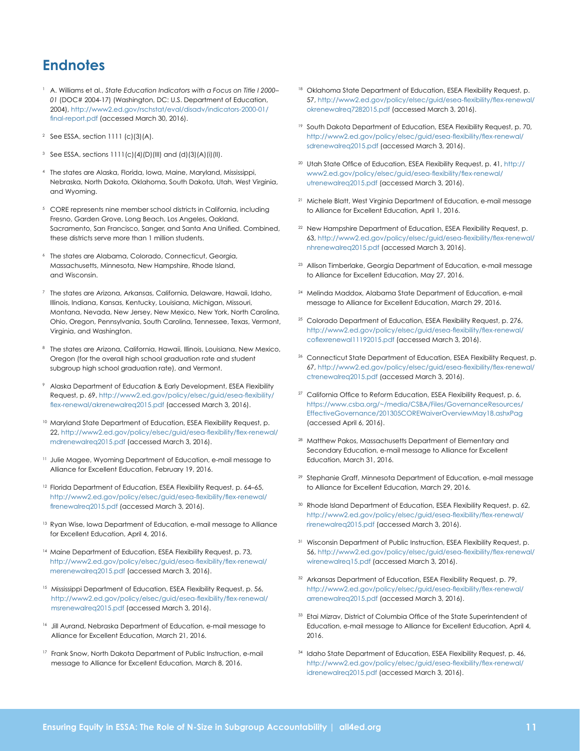## Endnotes

1. A. Williams et al., *State Education Indicators with a Focus on Title I 2000–01* (DOC# 2004-17) (Washington, DC: U.S. Department of Education, 2004), http://www2.ed.gov/rschstat/eval/disadv/indicators-2000-01/final-report.pdf (accessed March 30, 2016).

2. See ESSA, section 1111 (c)(3)(A).

3. See ESSA, sections 1111(c)(4)(D)(III) and (d)(3)(A)(i)(II).

4. The states are Alaska, Florida, Iowa, Maine, Maryland, Mississippi, Nebraska, North Dakota, Oklahoma, South Dakota, Utah, West Virginia, and Wyoming.

5. CORE represents nine member school districts in California, including Fresno, Garden Grove, Long Beach, Los Angeles, Oakland, Sacramento, San Francisco, Sanger, and Santa Ana Unified. Combined, these districts serve more than 1 million students.

6. The states are Alabama, Colorado, Connecticut, Georgia, Massachusetts, Minnesota, New Hampshire, Rhode Island, and Wisconsin.

7. The states are Arizona, Arkansas, California, Delaware, Hawaii, Idaho, Illinois, Indiana, Kansas, Kentucky, Louisiana, Michigan, Missouri, Montana, Nevada, New Jersey, New Mexico, New York, North Carolina, Ohio, Oregon, Pennsylvania, South Carolina, Tennessee, Texas, Vermont, Virginia, and Washington.

8. The states are Arizona, California, Hawaii, Illinois, Louisiana, New Mexico, Oregon (for the overall high school graduation rate and student subgroup high school graduation rate), and Vermont.

9. Alaska Department of Education & Early Development, ESEA Flexibility Request, p. 69, http://www2.ed.gov/policy/elsec/guid/esea-flexibility/flex-renewal/akrenewalreq2015.pdf (accessed March 3, 2016).

10. Maryland State Department of Education, ESEA Flexibility Request, p. 22, http://www2.ed.gov/policy/elsec/guid/esea-flexibility/flex-renewal/mdrenewalreq2015.pdf (accessed March 3, 2016).

11. Julie Magee, Wyoming Department of Education, e-mail message to Alliance for Excellent Education, February 19, 2016.

12. Florida Department of Education, ESEA Flexibility Request, p. 64–65, http://www2.ed.gov/policy/elsec/guid/esea-flexibility/flex-renewal/flrenewalreq2015.pdf (accessed March 3, 2016).

13. Ryan Wise, Iowa Department of Education, e-mail message to Alliance for Excellent Education, April 4, 2016.

14. Maine Department of Education, ESEA Flexibility Request, p. 73, http://www2.ed.gov/policy/elsec/guid/esea-flexibility/flex-renewal/merenewalreq2015.pdf (accessed March 3, 2016).

15. Mississippi Department of Education, ESEA Flexibility Request, p. 56, http://www2.ed.gov/policy/elsec/guid/esea-flexibility/flex-renewal/msrenewalreq2015.pdf (accessed March 3, 2016).

16. Jill Aurand, Nebraska Department of Education, e-mail message to Alliance for Excellent Education, March 21, 2016.

17. Frank Snow, North Dakota Department of Public Instruction, e-mail message to Alliance for Excellent Education, March 8, 2016.

18. Oklahoma State Department of Education, ESEA Flexibility Request, p. 57, http://www2.ed.gov/policy/elsec/guid/esea-flexibility/flex-renewal/okrenewalreq7282015.pdf (accessed March 3, 2016).

19. South Dakota Department of Education, ESEA Flexibility Request, p. 70, http://www2.ed.gov/policy/elsec/guid/esea-flexibility/flex-renewal/sdrenewalreq2015.pdf (accessed March 3, 2016).

20. Utah State Office of Education, ESEA Flexibility Request, p. 41, http://www2.ed.gov/policy/elsec/guid/esea-flexibility/flex-renewal/utrenewalreq2015.pdf (accessed March 3, 2016).

21. Michele Blatt, West Virginia Department of Education, e-mail message to Alliance for Excellent Education, April 1, 2016.

22. New Hampshire Department of Education, ESEA Flexibility Request, p. 63, http://www2.ed.gov/policy/elsec/guid/esea-flexibility/flex-renewal/nhrenewalreq2015.pdf (accessed March 3, 2016).

23. Allison Timberlake, Georgia Department of Education, e-mail message to Alliance for Excellent Education, May 27, 2016.

24. Melinda Maddox, Alabama State Department of Education, e-mail message to Alliance for Excellent Education, March 29, 2016.

25. Colorado Department of Education, ESEA Flexibility Request, p. 276, http://www2.ed.gov/policy/elsec/guid/esea-flexibility/flex-renewal/coflexrenewal11192015.pdf (accessed March 3, 2016).

26. Connecticut State Department of Education, ESEA Flexibility Request, p. 67, http://www2.ed.gov/policy/elsec/guid/esea-flexibility/flex-renewal/ctrenewalreq2015.pdf (accessed March 3, 2016).

27. California Office to Reform Education, ESEA Flexibility Request, p. 6, https://www.csba.org/~/media/CSBA/Files/GovernanceResources/EffectiveGovernance/201305COREWaiverOverviewMay18.ashxPag (accessed April 6, 2016).

28. Matthew Pakos, Massachusetts Department of Elementary and Secondary Education, e-mail message to Alliance for Excellent Education, March 31, 2016.

29. Stephanie Graff, Minnesota Department of Education, e-mail message to Alliance for Excellent Education, March 29, 2016.

30. Rhode Island Department of Education, ESEA Flexibility Request, p. 62, http://www2.ed.gov/policy/elsec/guid/esea-flexibility/flex-renewal/rirenewalreq2015.pdf (accessed March 3, 2016).

31. Wisconsin Department of Public Instruction, ESEA Flexibility Request, p. 56, http://www2.ed.gov/policy/elsec/guid/esea-flexibility/flex-renewal/wirenewalreq15.pdf (accessed March 3, 2016).

32. Arkansas Department of Education, ESEA Flexibility Request, p. 79, http://www2.ed.gov/policy/elsec/guid/esea-flexibility/flex-renewal/arrenewalreq2015.pdf (accessed March 3, 2016).

33. Etai Mizrav, District of Columbia Office of the State Superintendent of Education, e-mail message to Alliance for Excellent Education, April 4, 2016.

34. Idaho State Department of Education, ESEA Flexibility Request, p. 46, http://www2.ed.gov/policy/elsec/guid/esea-flexibility/flex-renewal/idrenewalreq2015.pdf (accessed March 3, 2016).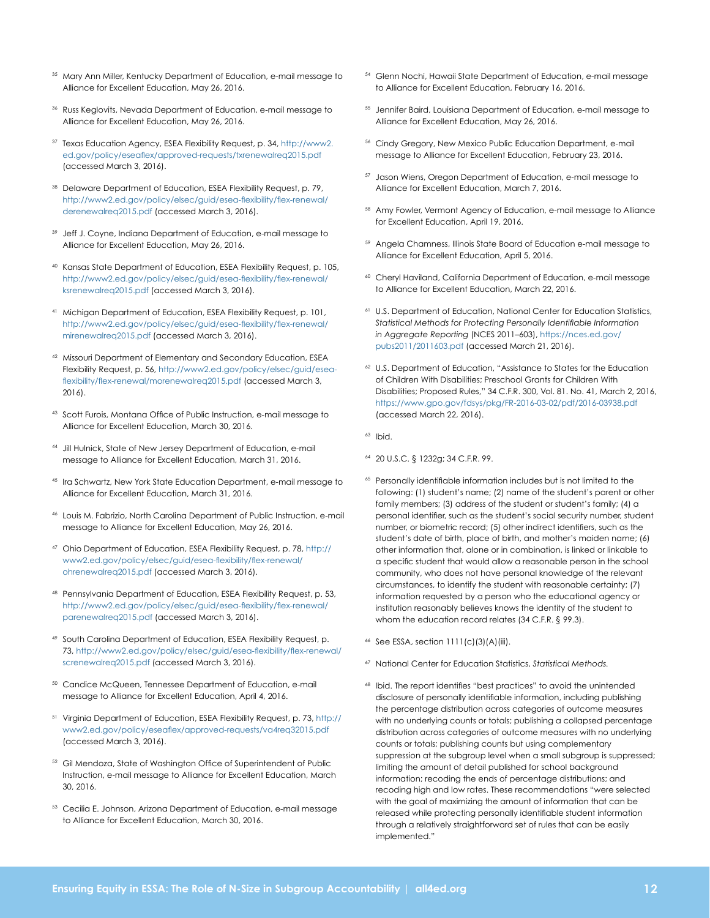35. Mary Ann Miller, Kentucky Department of Education, e-mail message to Alliance for Excellent Education, May 26, 2016.

36. Russ Keglovits, Nevada Department of Education, e-mail message to Alliance for Excellent Education, May 26, 2016.

37. Texas Education Agency, ESEA Flexibility Request, p. 34, http://www2.ed.gov/policy/eseaflex/approved-requests/txrenewalreq2015.pdf (accessed March 3, 2016).

38. Delaware Department of Education, ESEA Flexibility Request, p. 79, http://www2.ed.gov/policy/elsec/guid/esea-flexibility/flex-renewal/derenewalreq2015.pdf (accessed March 3, 2016).

39. Jeff J. Coyne, Indiana Department of Education, e-mail message to Alliance for Excellent Education, May 26, 2016.

40. Kansas State Department of Education, ESEA Flexibility Request, p. 105, http://www2.ed.gov/policy/elsec/guid/esea-flexibility/flex-renewal/ksrenewalreq2015.pdf (accessed March 3, 2016).

41. Michigan Department of Education, ESEA Flexibility Request, p. 101, http://www2.ed.gov/policy/elsec/guid/esea-flexibility/flex-renewal/mirenewalreq2015.pdf (accessed March 3, 2016).

42. Missouri Department of Elementary and Secondary Education, ESEA Flexibility Request, p. 56, http://www2.ed.gov/policy/elsec/guid/esea-flexibility/flex-renewal/morenewalreq2015.pdf (accessed March 3, 2016).

43. Scott Furois, Montana Office of Public Instruction, e-mail message to Alliance for Excellent Education, March 30, 2016.

44. Jill Hulnick, State of New Jersey Department of Education, e-mail message to Alliance for Excellent Education, March 31, 2016.

45. Ira Schwartz, New York State Education Department, e-mail message to Alliance for Excellent Education, March 31, 2016.

46. Louis M. Fabrizio, North Carolina Department of Public Instruction, e-mail message to Alliance for Excellent Education, May 26, 2016.

47. Ohio Department of Education, ESEA Flexibility Request, p. 78, http://www2.ed.gov/policy/elsec/guid/esea-flexibility/flex-renewal/ohrenewalreq2015.pdf (accessed March 3, 2016).

48. Pennsylvania Department of Education, ESEA Flexibility Request, p. 53, http://www2.ed.gov/policy/elsec/guid/esea-flexibility/flex-renewal/parenewalreq2015.pdf (accessed March 3, 2016).

49. South Carolina Department of Education, ESEA Flexibility Request, p. 73, http://www2.ed.gov/policy/elsec/guid/esea-flexibility/flex-renewal/screnewalreq2015.pdf (accessed March 3, 2016).

50. Candice McQueen, Tennessee Department of Education, e-mail message to Alliance for Excellent Education, April 4, 2016.

51. Virginia Department of Education, ESEA Flexibility Request, p. 73, http://www2.ed.gov/policy/eseaflex/approved-requests/va4req32015.pdf (accessed March 3, 2016).

52. Gil Mendoza, State of Washington Office of Superintendent of Public Instruction, e-mail message to Alliance for Excellent Education, March 30, 2016.

53. Cecilia E. Johnson, Arizona Department of Education, e-mail message to Alliance for Excellent Education, March 30, 2016.

54. Glenn Nochi, Hawaii State Department of Education, e-mail message to Alliance for Excellent Education, February 16, 2016.

55. Jennifer Baird, Louisiana Department of Education, e-mail message to Alliance for Excellent Education, May 26, 2016.

56. Cindy Gregory, New Mexico Public Education Department, e-mail message to Alliance for Excellent Education, February 23, 2016.

57. Jason Wiens, Oregon Department of Education, e-mail message to Alliance for Excellent Education, March 7, 2016.

58. Amy Fowler, Vermont Agency of Education, e-mail message to Alliance for Excellent Education, April 19, 2016.

59. Angela Chamness, Illinois State Board of Education e-mail message to Alliance for Excellent Education, April 5, 2016.

60. Cheryl Haviland, California Department of Education, e-mail message to Alliance for Excellent Education, March 22, 2016.

61. U.S. Department of Education, National Center for Education Statistics, *Statistical Methods for Protecting Personally Identifiable Information in Aggregate Reporting* (NCES 2011–603), https://nces.ed.gov/pubs2011/2011603.pdf (accessed March 21, 2016).

62. U.S. Department of Education, "Assistance to States for the Education of Children With Disabilities; Preschool Grants for Children With Disabilities; Proposed Rules," 34 C.F.R. 300, Vol. 81. No. 41, March 2, 2016, https://www.gpo.gov/fdsys/pkg/FR-2016-03-02/pdf/2016-03938.pdf (accessed March 22, 2016).

63. Ibid.

64. 20 U.S.C. § 1232g; 34 C.F.R. 99.

65. Personally identifiable information includes but is not limited to the following: (1) student's name; (2) name of the student's parent or other family members; (3) address of the student or student's family; (4) a personal identifier, such as the student's social security number, student number, or biometric record; (5) other indirect identifiers, such as the student's date of birth, place of birth, and mother's maiden name; (6) other information that, alone or in combination, is linked or linkable to a specific student that would allow a reasonable person in the school community, who does not have personal knowledge of the relevant circumstances, to identify the student with reasonable certainty; (7) information requested by a person who the educational agency or institution reasonably believes knows the identity of the student to whom the education record relates (34 C.F.R. § 99.3).

66. See ESSA, section 1111(c)(3)(A)(iii).

67. National Center for Education Statistics, *Statistical Methods.*

68. Ibid. The report identifies "best practices" to avoid the unintended disclosure of personally identifiable information, including publishing the percentage distribution across categories of outcome measures with no underlying counts or totals; publishing a collapsed percentage distribution across categories of outcome measures with no underlying counts or totals; publishing counts but using complementary suppression at the subgroup level when a small subgroup is suppressed; limiting the amount of detail published for school background information; recoding the ends of percentage distributions; and recoding high and low rates. These recommendations "were selected with the goal of maximizing the amount of information that can be released while protecting personally identifiable student information through a relatively straightforward set of rules that can be easily implemented."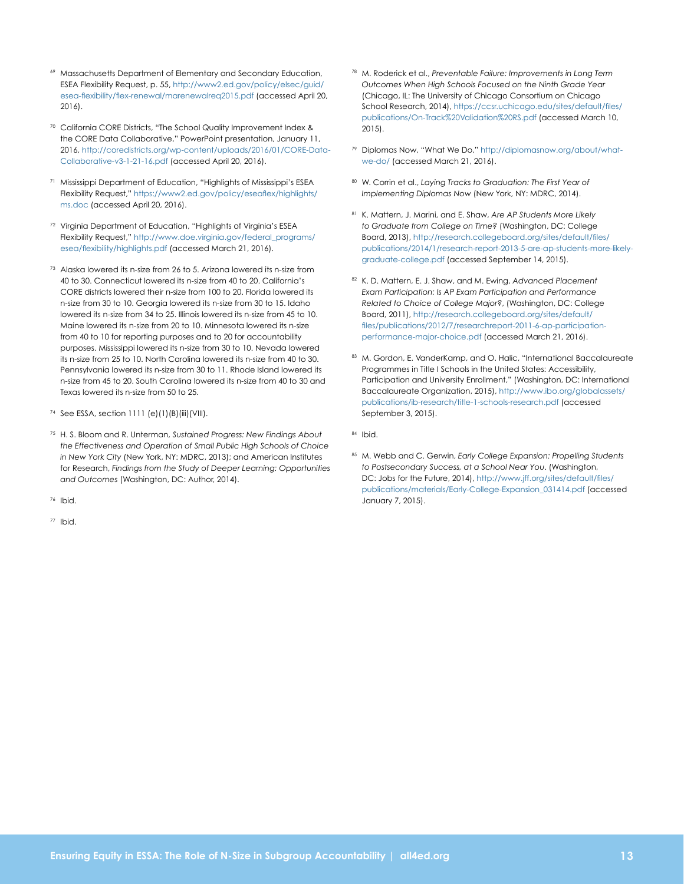[69] Massachusetts Department of Elementary and Secondary Education, ESEA Flexibility Request, p. 55, http://www2.ed.gov/policy/elsec/guid/esea-flexibility/flex-renewal/marenewalreq2015.pdf (accessed April 20, 2016).

[70] California CORE Districts, "The School Quality Improvement Index & the CORE Data Collaborative," PowerPoint presentation, January 11, 2016, http://coredistricts.org/wp-content/uploads/2016/01/CORE-Data-Collaborative-v3-1-21-16.pdf (accessed April 20, 2016).

[71] Mississippi Department of Education, "Highlights of Mississippi's ESEA Flexibility Request," https://www2.ed.gov/policy/eseaflex/highlights/ms.doc (accessed April 20, 2016).

[72] Virginia Department of Education, "Highlights of Virginia's ESEA Flexibility Request," http://www.doe.virginia.gov/federal_programs/esea/flexibility/highlights.pdf (accessed March 21, 2016).

[73] Alaska lowered its n-size from 26 to 5. Arizona lowered its n-size from 40 to 30. Connecticut lowered its n-size from 40 to 20. California's CORE districts lowered their n-size from 100 to 20. Florida lowered its n-size from 30 to 10. Georgia lowered its n-size from 30 to 15. Idaho lowered its n-size from 34 to 25. Illinois lowered its n-size from 45 to 10. Maine lowered its n-size from 20 to 10. Minnesota lowered its n-size from 40 to 10 for reporting purposes and to 20 for accountability purposes. Mississippi lowered its n-size from 30 to 10. Nevada lowered its n-size from 25 to 10. North Carolina lowered its n-size from 40 to 30. Pennsylvania lowered its n-size from 30 to 11. Rhode Island lowered its n-size from 45 to 20. South Carolina lowered its n-size from 40 to 30 and Texas lowered its n-size from 50 to 25.

[74] See ESSA, section 1111 (e)(1)(B)(iii)(VIII).

[75] H. S. Bloom and R. Unterman, *Sustained Progress: New Findings About the Effectiveness and Operation of Small Public High Schools of Choice in New York City* (New York, NY: MDRC, 2013); and American Institutes for Research, *Findings from the Study of Deeper Learning: Opportunities and Outcomes* (Washington, DC: Author, 2014).

[76] Ibid.

[77] Ibid.

[78] M. Roderick et al., *Preventable Failure: Improvements in Long Term Outcomes When High Schools Focused on the Ninth Grade Year* (Chicago, IL: The University of Chicago Consortium on Chicago School Research, 2014), https://ccsr.uchicago.edu/sites/default/files/publications/On-Track%20Validation%20RS.pdf (accessed March 10, 2015).

[79] Diplomas Now, "What We Do," http://diplomasnow.org/about/what-we-do/ (accessed March 21, 2016).

[80] W. Corrin et al., *Laying Tracks to Graduation: The First Year of Implementing Diplomas Now* (New York, NY: MDRC, 2014).

[81] K. Mattern, J. Marini, and E. Shaw, *Are AP Students More Likely to Graduate from College on Time?* (Washington, DC: College Board, 2013), http://research.collegeboard.org/sites/default/files/publications/2014/1/research-report-2013-5-are-ap-students-more-likely-graduate-college.pdf (accessed September 14, 2015).

[82] K. D. Mattern, E. J. Shaw, and M. Ewing, *Advanced Placement Exam Participation: Is AP Exam Participation and Performance Related to Choice of College Major?*, (Washington, DC: College Board, 2011), http://research.collegeboard.org/sites/default/files/publications/2012/7/researchreport-2011-6-ap-participation-performance-major-choice.pdf (accessed March 21, 2016).

[83] M. Gordon, E. VanderKamp, and O. Halic, "International Baccalaureate Programmes in Title I Schools in the United States: Accessibility, Participation and University Enrollment," (Washington, DC: International Baccalaureate Organization, 2015), http://www.ibo.org/globalassets/publications/ib-research/title-1-schools-research.pdf (accessed September 3, 2015).

[84] Ibid.

[85] M. Webb and C. Gerwin, *Early College Expansion: Propelling Students to Postsecondary Success, at a School Near You*. (Washington, DC: Jobs for the Future, 2014), http://www.jff.org/sites/default/files/publications/materials/Early-College-Expansion_031414.pdf (accessed January 7, 2015).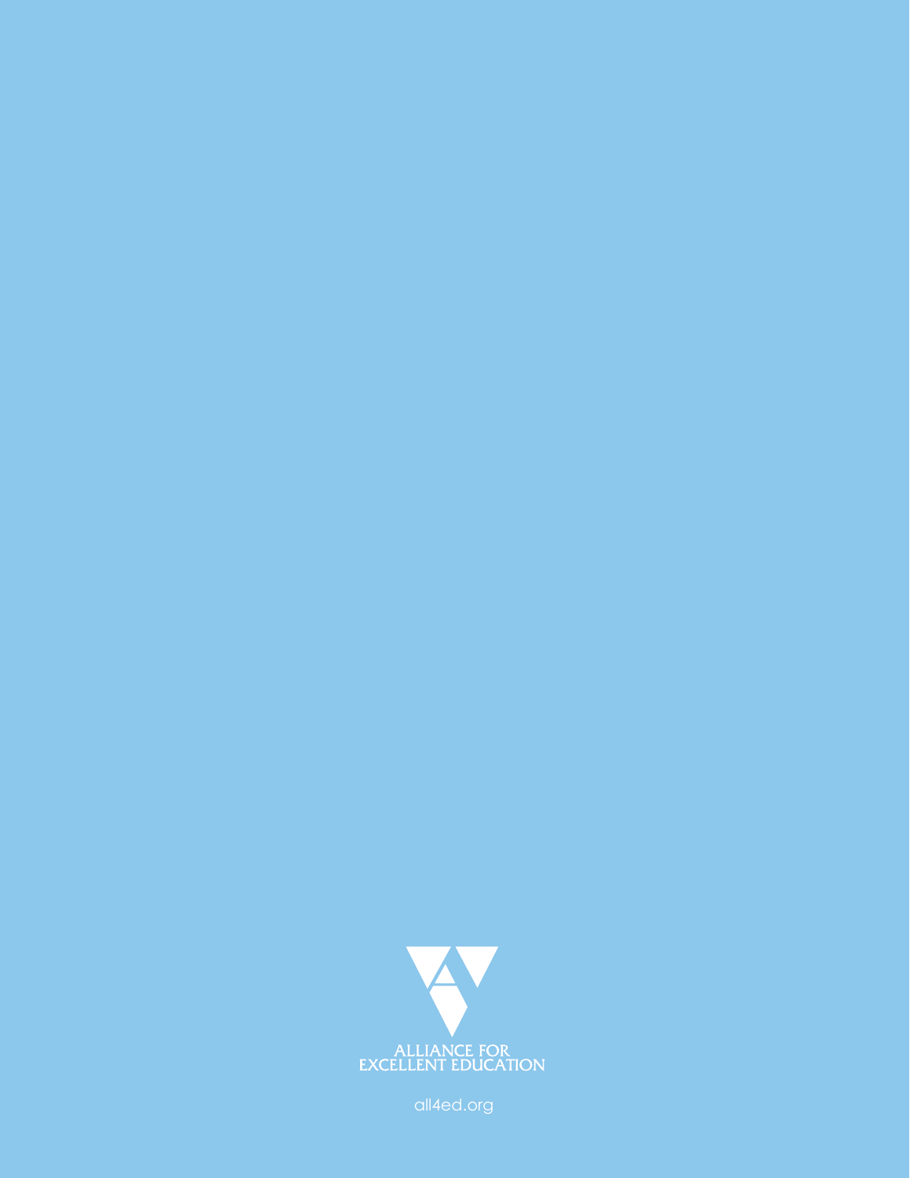ALLIANCE FOR
EXCELLENT EDUCATION

all4ed.org